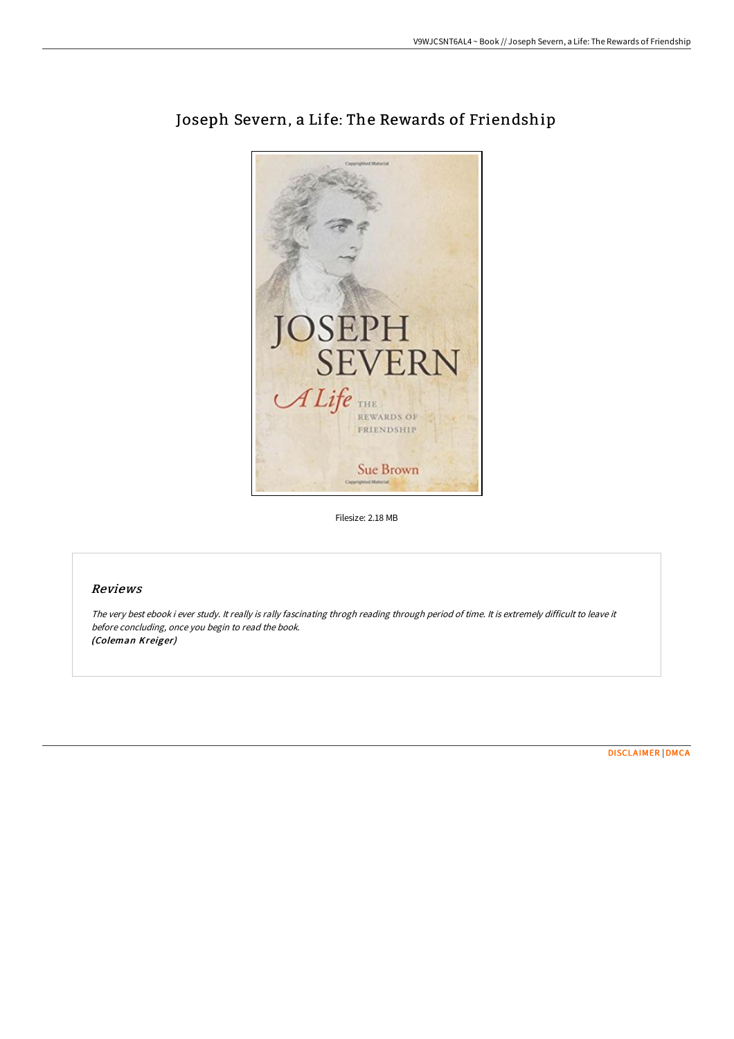# Joseph Severn, a Life: The Rewards of Friendship

Filesize: 2.18 MB

## *Reviews*

*The very best ebook i ever study. It really is rally fascinating throgh reading through period of time. It is extremely difficult to leave it before concluding, once you begin to read the book.*
***(Coleman Kreiger)***

DISCLAIMER | DMCA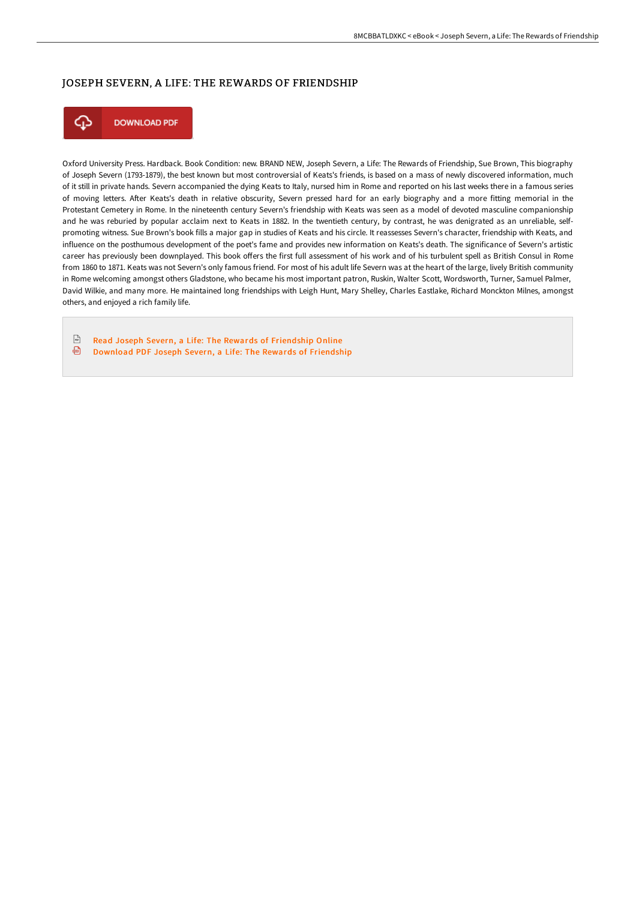# JOSEPH SEVERN, A LIFE: THE REWARDS OF FRIENDSHIP

DOWNLOAD PDF

Oxford University Press. Hardback. Book Condition: new. BRAND NEW, Joseph Severn, a Life: The Rewards of Friendship, Sue Brown, This biography of Joseph Severn (1793-1879), the best known but most controversial of Keats's friends, is based on a mass of newly discovered information, much of it still in private hands. Severn accompanied the dying Keats to Italy, nursed him in Rome and reported on his last weeks there in a famous series of moving letters. After Keats's death in relative obscurity, Severn pressed hard for an early biography and a more fitting memorial in the Protestant Cemetery in Rome. In the nineteenth century Severn's friendship with Keats was seen as a model of devoted masculine companionship and he was reburied by popular acclaim next to Keats in 1882. In the twentieth century, by contrast, he was denigrated as an unreliable, self-promoting witness. Sue Brown's book fills a major gap in studies of Keats and his circle. It reassesses Severn's character, friendship with Keats, and influence on the posthumous development of the poet's fame and provides new information on Keats's death. The significance of Severn's artistic career has previously been downplayed. This book offers the first full assessment of his work and of his turbulent spell as British Consul in Rome from 1860 to 1871. Keats was not Severn's only famous friend. For most of his adult life Severn was at the heart of the large, lively British community in Rome welcoming amongst others Gladstone, who became his most important patron, Ruskin, Walter Scott, Wordsworth, Turner, Samuel Palmer, David Wilkie, and many more. He maintained long friendships with Leigh Hunt, Mary Shelley, Charles Eastlake, Richard Monckton Milnes, amongst others, and enjoyed a rich family life.

- Read Joseph Severn, a Life: The Rewards of Friendship Online
- Download PDF Joseph Severn, a Life: The Rewards of Friendship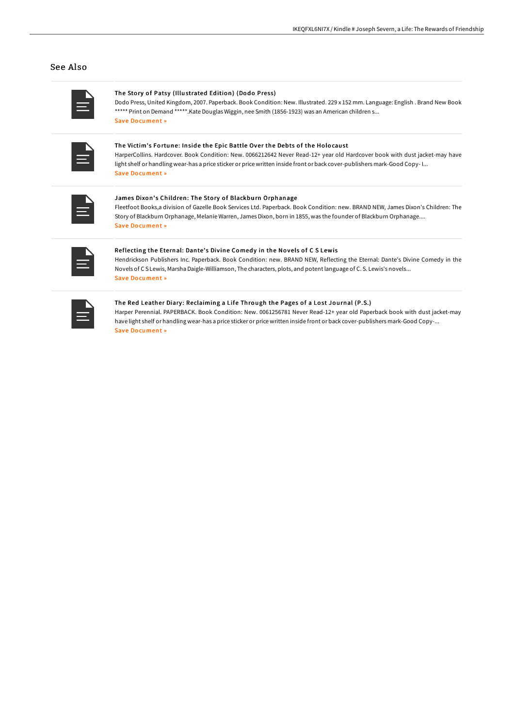## See Also

### The Story of Patsy (Illustrated Edition) (Dodo Press)

Dodo Press, United Kingdom, 2007. Paperback. Book Condition: New. Illustrated. 229 x 152 mm. Language: English . Brand New Book ***** Print on Demand *****.Kate Douglas Wiggin, nee Smith (1856-1923) was an American children s...

Save Document »

### The Victim's Fortune: Inside the Epic Battle Over the Debts of the Holocaust

HarperCollins. Hardcover. Book Condition: New. 0066212642 Never Read-12+ year old Hardcover book with dust jacket-may have light shelf or handling wear-has a price sticker or price written inside front or back cover-publishers mark-Good Copy- I...

Save Document »

### James Dixon's Children: The Story of Blackburn Orphanage

Fleetfoot Books,a division of Gazelle Book Services Ltd. Paperback. Book Condition: new. BRAND NEW, James Dixon's Children: The Story of Blackburn Orphanage, Melanie Warren, James Dixon, born in 1855, was the founder of Blackburn Orphanage....

Save Document »

### Reflecting the Eternal: Dante's Divine Comedy in the Novels of C S Lewis

Hendrickson Publishers Inc. Paperback. Book Condition: new. BRAND NEW, Reflecting the Eternal: Dante's Divine Comedy in the Novels of C S Lewis, Marsha Daigle-Williamson, The characters, plots, and potent language of C. S. Lewis's novels...

Save Document »

### The Red Leather Diary: Reclaiming a Life Through the Pages of a Lost Journal (P.S.)

Harper Perennial. PAPERBACK. Book Condition: New. 0061256781 Never Read-12+ year old Paperback book with dust jacket-may have light shelf or handling wear-has a price sticker or price written inside front or back cover-publishers mark-Good Copy-...

Save Document »